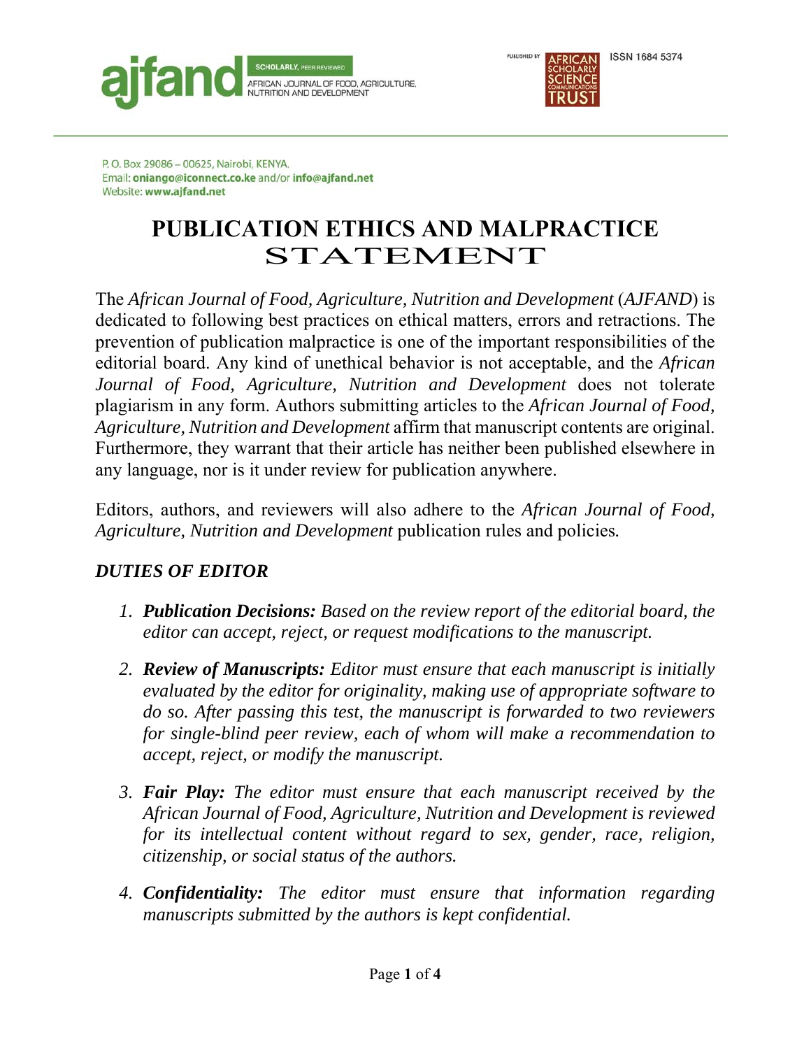ajfand SCHOLARLY, PEER REVIEWED
AFRICAN JOURNAL OF FOOD, AGRICULTURE, NUTRITION AND DEVELOPMENT

PUBLISHED BY AFRICAN SCHOLARLY SCIENCE COMMUNICATIONS TRUST

ISSN 1684 5374

P. O. Box 29086 – 00625, Nairobi, KENYA.
Email: **oniango@iconnect.co.ke** and/or **info@ajfand.net**
Website: **www.ajfand.net**

# PUBLICATION ETHICS AND MALPRACTICE STATEMENT

The *African Journal of Food, Agriculture, Nutrition and Development* (*AJFAND*) is dedicated to following best practices on ethical matters, errors and retractions. The prevention of publication malpractice is one of the important responsibilities of the editorial board. Any kind of unethical behavior is not acceptable, and the *African Journal of Food, Agriculture, Nutrition and Development* does not tolerate plagiarism in any form. Authors submitting articles to the *African Journal of Food, Agriculture, Nutrition and Development* affirm that manuscript contents are original. Furthermore, they warrant that their article has neither been published elsewhere in any language, nor is it under review for publication anywhere.

Editors, authors, and reviewers will also adhere to the *African Journal of Food, Agriculture, Nutrition and Development* publication rules and policies.

## *DUTIES OF EDITOR*

1. ***Publication Decisions:*** *Based on the review report of the editorial board, the editor can accept, reject, or request modifications to the manuscript.*

2. ***Review of Manuscripts:*** *Editor must ensure that each manuscript is initially evaluated by the editor for originality, making use of appropriate software to do so. After passing this test, the manuscript is forwarded to two reviewers for single-blind peer review, each of whom will make a recommendation to accept, reject, or modify the manuscript.*

3. ***Fair Play:*** *The editor must ensure that each manuscript received by the African Journal of Food, Agriculture, Nutrition and Development is reviewed for its intellectual content without regard to sex, gender, race, religion, citizenship, or social status of the authors.*

4. ***Confidentiality:*** *The editor must ensure that information regarding manuscripts submitted by the authors is kept confidential.*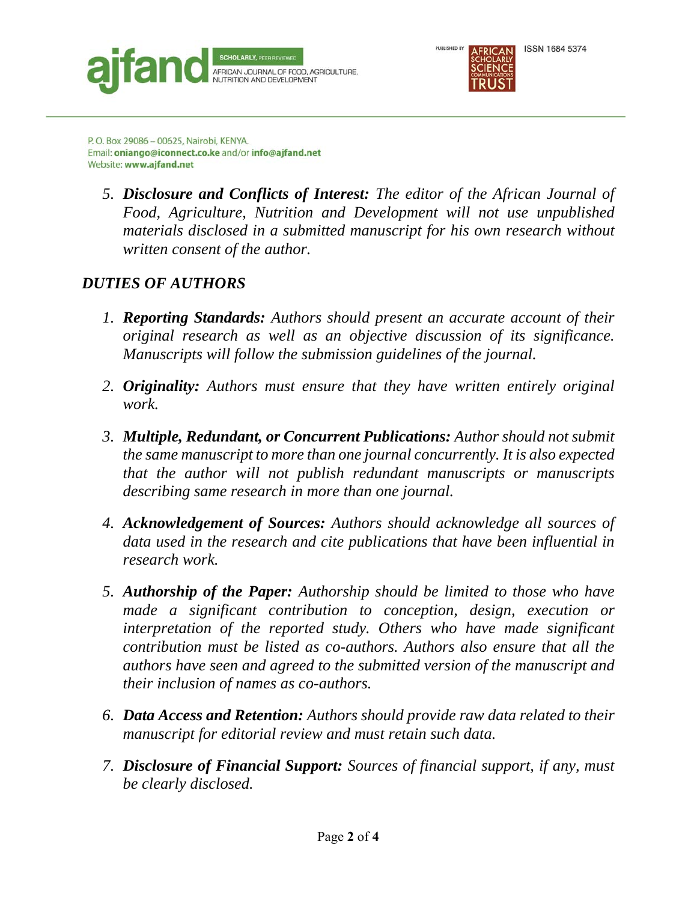5. ***Disclosure and Conflicts of Interest:*** *The editor of the African Journal of Food, Agriculture, Nutrition and Development will not use unpublished materials disclosed in a submitted manuscript for his own research without written consent of the author.*

## *DUTIES OF AUTHORS*

1. ***Reporting Standards:*** *Authors should present an accurate account of their original research as well as an objective discussion of its significance. Manuscripts will follow the submission guidelines of the journal.*

2. ***Originality:*** *Authors must ensure that they have written entirely original work.*

3. ***Multiple, Redundant, or Concurrent Publications:*** *Author should not submit the same manuscript to more than one journal concurrently. It is also expected that the author will not publish redundant manuscripts or manuscripts describing same research in more than one journal.*

4. ***Acknowledgement of Sources:*** *Authors should acknowledge all sources of data used in the research and cite publications that have been influential in research work.*

5. ***Authorship of the Paper:*** *Authorship should be limited to those who have made a significant contribution to conception, design, execution or interpretation of the reported study. Others who have made significant contribution must be listed as co-authors. Authors also ensure that all the authors have seen and agreed to the submitted version of the manuscript and their inclusion of names as co-authors.*

6. ***Data Access and Retention:*** *Authors should provide raw data related to their manuscript for editorial review and must retain such data.*

7. ***Disclosure of Financial Support:*** *Sources of financial support, if any, must be clearly disclosed.*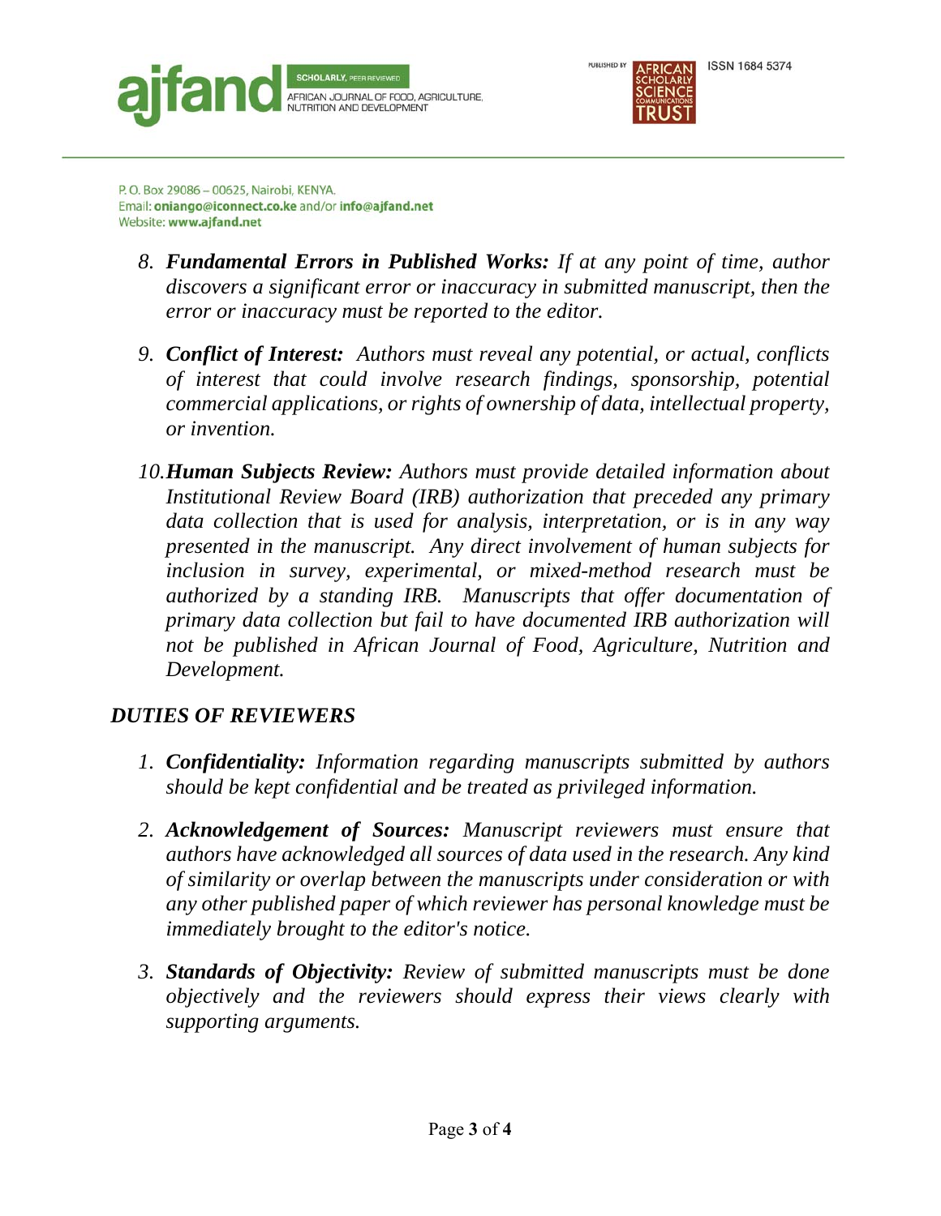8. ***Fundamental Errors in Published Works:*** *If at any point of time, author discovers a significant error or inaccuracy in submitted manuscript, then the error or inaccuracy must be reported to the editor.*

9. ***Conflict of Interest:*** *Authors must reveal any potential, or actual, conflicts of interest that could involve research findings, sponsorship, potential commercial applications, or rights of ownership of data, intellectual property, or invention.*

10. ***Human Subjects Review:*** *Authors must provide detailed information about Institutional Review Board (IRB) authorization that preceded any primary data collection that is used for analysis, interpretation, or is in any way presented in the manuscript. Any direct involvement of human subjects for inclusion in survey, experimental, or mixed-method research must be authorized by a standing IRB. Manuscripts that offer documentation of primary data collection but fail to have documented IRB authorization will not be published in African Journal of Food, Agriculture, Nutrition and Development.*

## *DUTIES OF REVIEWERS*

1. ***Confidentiality:*** *Information regarding manuscripts submitted by authors should be kept confidential and be treated as privileged information.*

2. ***Acknowledgement of Sources:*** *Manuscript reviewers must ensure that authors have acknowledged all sources of data used in the research. Any kind of similarity or overlap between the manuscripts under consideration or with any other published paper of which reviewer has personal knowledge must be immediately brought to the editor's notice.*

3. ***Standards of Objectivity:*** *Review of submitted manuscripts must be done objectively and the reviewers should express their views clearly with supporting arguments.*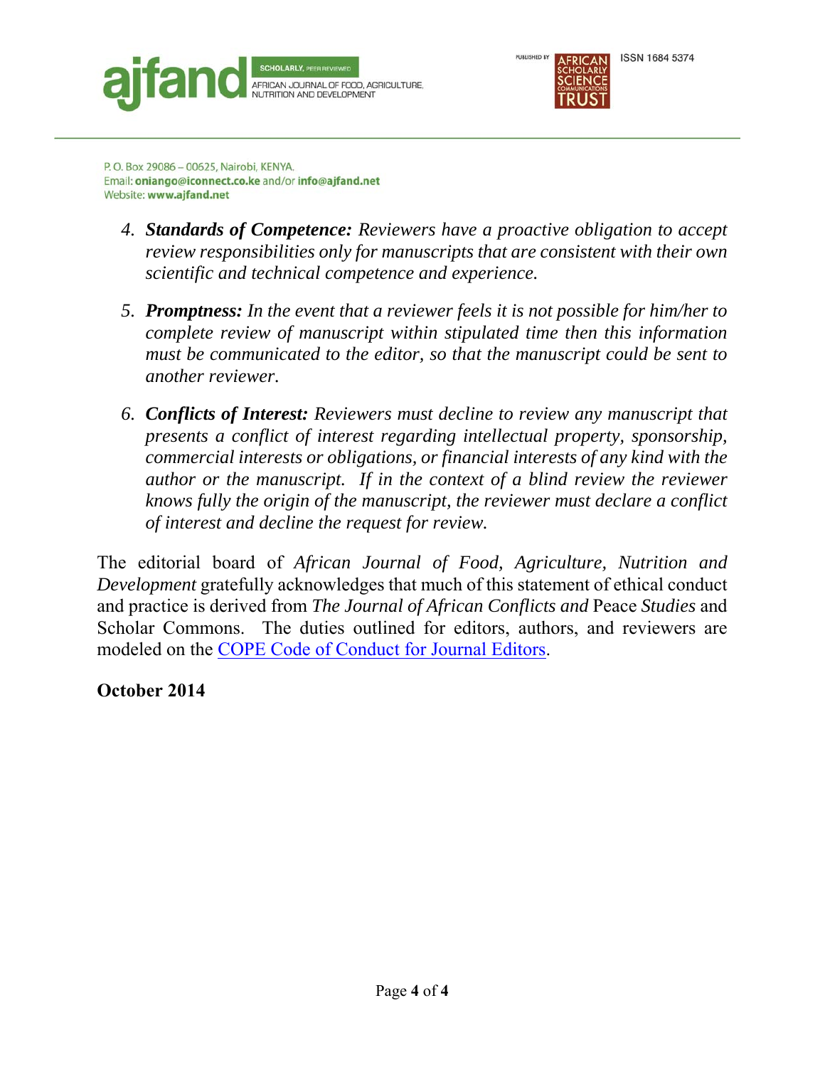4. ***Standards of Competence:*** *Reviewers have a proactive obligation to accept review responsibilities only for manuscripts that are consistent with their own scientific and technical competence and experience.*

5. ***Promptness:*** *In the event that a reviewer feels it is not possible for him/her to complete review of manuscript within stipulated time then this information must be communicated to the editor, so that the manuscript could be sent to another reviewer.*

6. ***Conflicts of Interest:*** *Reviewers must decline to review any manuscript that presents a conflict of interest regarding intellectual property, sponsorship, commercial interests or obligations, or financial interests of any kind with the author or the manuscript. If in the context of a blind review the reviewer knows fully the origin of the manuscript, the reviewer must declare a conflict of interest and decline the request for review.*

The editorial board of *African Journal of Food, Agriculture, Nutrition and Development* gratefully acknowledges that much of this statement of ethical conduct and practice is derived from *The Journal of African Conflicts and* Peace *Studies* and Scholar Commons. The duties outlined for editors, authors, and reviewers are modeled on the COPE Code of Conduct for Journal Editors.

**October 2014**